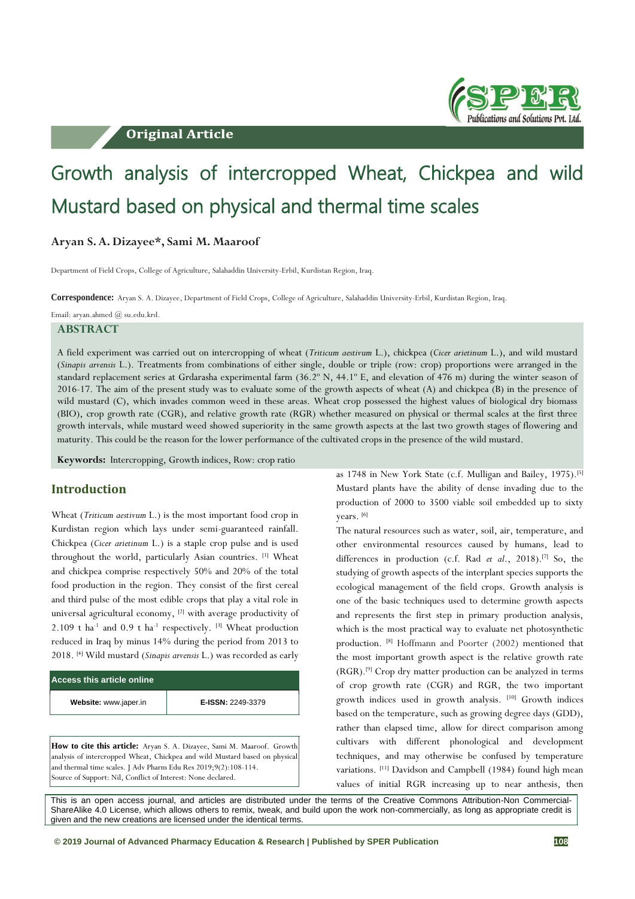Original Article

# Growth analysis of intercropped Wheat, Chickpea and wild Mustard based on physical and thermal time scales

**Aryan S. A. Dizayee\*, Sami M. Maaroof**

Department of Field Crops, College of Agriculture, Salahaddin University-Erbil, Kurdistan Region, Iraq.

**Correspondence:** Aryan S. A. Dizayee, Department of Field Crops, College of Agriculture, Salahaddin University-Erbil, Kurdistan Region, Iraq.

Email: aryan.ahmed @ su.edu.krd.

## ABSTRACT

A field experiment was carried out on intercropping of wheat (*Triticum aestivum* L.), chickpea (*Cicer arietinum* L.), and wild mustard (*Sinapis arvensis* L.). Treatments from combinations of either single, double or triple (row: crop) proportions were arranged in the standard replacement series at Grdarasha experimental farm (36.2º N, 44.1º E, and elevation of 476 m) during the winter season of 2016-17. The aim of the present study was to evaluate some of the growth aspects of wheat (A) and chickpea (B) in the presence of wild mustard (C), which invades common weed in these areas. Wheat crop possessed the highest values of biological dry biomass (BIO), crop growth rate (CGR), and relative growth rate (RGR) whether measured on physical or thermal scales at the first three growth intervals, while mustard weed showed superiority in the same growth aspects at the last two growth stages of flowering and maturity. This could be the reason for the lower performance of the cultivated crops in the presence of the wild mustard.

**Keywords:** Intercropping, Growth indices, Row: crop ratio

## Introduction

Wheat (*Triticum aestivum* L.) is the most important food crop in Kurdistan region which lays under semi-guaranteed rainfall. Chickpea (*Cicer arietinum* L.) is a staple crop pulse and is used throughout the world, particularly Asian countries. [1] Wheat and chickpea comprise respectively 50% and 20% of the total food production in the region. They consist of the first cereal and third pulse of the most edible crops that play a vital role in universal agricultural economy, [2] with average productivity of 2.109 t ha$^{-1}$ and 0.9 t ha$^{-1}$ respectively. [3] Wheat production reduced in Iraq by minus 14% during the period from 2013 to 2018. [4] Wild mustard (*Sinapis arvensis* L.) was recorded as early as 1748 in New York State (c.f. Mulligan and Bailey, 1975).[5] Mustard plants have the ability of dense invading due to the production of 2000 to 3500 viable soil embedded up to sixty years. [6]

The natural resources such as water, soil, air, temperature, and other environmental resources caused by humans, lead to differences in production (c.f. Rad *et al.*, 2018).[7] So, the studying of growth aspects of the interplant species supports the ecological management of the field crops. Growth analysis is one of the basic techniques used to determine growth aspects and represents the first step in primary production analysis, which is the most practical way to evaluate net photosynthetic production. [8] Hoffmann and Poorter (2002) mentioned that the most important growth aspect is the relative growth rate (RGR).[9] Crop dry matter production can be analyzed in terms of crop growth rate (CGR) and RGR, the two important growth indices used in growth analysis. [10] Growth indices based on the temperature, such as growing degree days (GDD), rather than elapsed time, allow for direct comparison among cultivars with different phenological and development techniques, and may otherwise be confused by temperature variations. [11] Davidson and Campbell (1984) found high mean values of initial RGR increasing up to near anthesis, then

| Access this article online | |
|---|---|
| **Website:** www.japer.in | **E-ISSN:** 2249-3379 |

**How to cite this article:** Aryan S. A. Dizayee, Sami M. Maaroof. Growth analysis of intercropped Wheat, Chickpea and wild Mustard based on physical and thermal time scales. J Adv Pharm Edu Res 2019;9(2):108-114.
Source of Support: Nil, Conflict of Interest: None declared.

This is an open access journal, and articles are distributed under the terms of the Creative Commons Attribution-Non Commercial-ShareAlike 4.0 License, which allows others to remix, tweak, and build upon the work non-commercially, as long as appropriate credit is given and the new creations are licensed under the identical terms.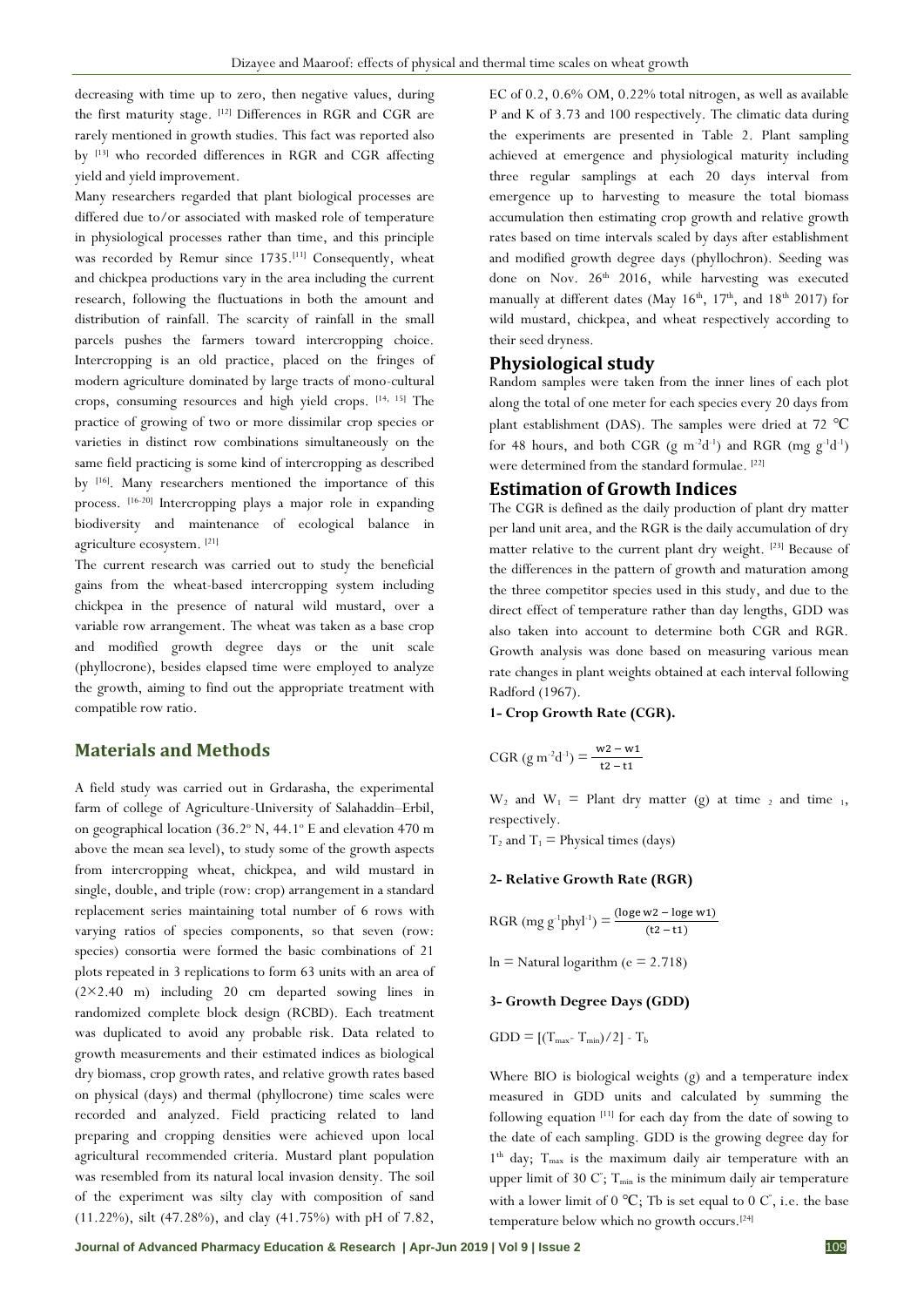decreasing with time up to zero, then negative values, during the first maturity stage. [12] Differences in RGR and CGR are rarely mentioned in growth studies. This fact was reported also by [13] who recorded differences in RGR and CGR affecting yield and yield improvement.

Many researchers regarded that plant biological processes are differed due to/or associated with masked role of temperature in physiological processes rather than time, and this principle was recorded by Remur since 1735.[11] Consequently, wheat and chickpea productions vary in the area including the current research, following the fluctuations in both the amount and distribution of rainfall. The scarcity of rainfall in the small parcels pushes the farmers toward intercropping choice. Intercropping is an old practice, placed on the fringes of modern agriculture dominated by large tracts of mono-cultural crops, consuming resources and high yield crops. [14, 15] The practice of growing of two or more dissimilar crop species or varieties in distinct row combinations simultaneously on the same field practicing is some kind of intercropping as described by [16]. Many researchers mentioned the importance of this process. [16-20] Intercropping plays a major role in expanding biodiversity and maintenance of ecological balance in agriculture ecosystem. [21]

The current research was carried out to study the beneficial gains from the wheat-based intercropping system including chickpea in the presence of natural wild mustard, over a variable row arrangement. The wheat was taken as a base crop and modified growth degree days or the unit scale (phyllocrone), besides elapsed time were employed to analyze the growth, aiming to find out the appropriate treatment with compatible row ratio.

## Materials and Methods

A field study was carried out in Grdarasha, the experimental farm of college of Agriculture-University of Salahaddin–Erbil, on geographical location (36.2° N, 44.1° E and elevation 470 m above the mean sea level), to study some of the growth aspects from intercropping wheat, chickpea, and wild mustard in single, double, and triple (row: crop) arrangement in a standard replacement series maintaining total number of 6 rows with varying ratios of species components, so that seven (row: species) consortia were formed the basic combinations of 21 plots repeated in 3 replications to form 63 units with an area of (2×2.40 m) including 20 cm departed sowing lines in randomized complete block design (RCBD). Each treatment was duplicated to avoid any probable risk. Data related to growth measurements and their estimated indices as biological dry biomass, crop growth rates, and relative growth rates based on physical (days) and thermal (phyllocrone) time scales were recorded and analyzed. Field practicing related to land preparing and cropping densities were achieved upon local agricultural recommended criteria. Mustard plant population was resembled from its natural local invasion density. The soil of the experiment was silty clay with composition of sand (11.22%), silt (47.28%), and clay (41.75%) with pH of 7.82, EC of 0.2, 0.6% OM, 0.22% total nitrogen, as well as available P and K of 3.73 and 100 respectively. The climatic data during the experiments are presented in Table 2. Plant sampling achieved at emergence and physiological maturity including three regular samplings at each 20 days interval from emergence up to harvesting to measure the total biomass accumulation then estimating crop growth and relative growth rates based on time intervals scaled by days after establishment and modified growth degree days (phyllochron). Seeding was done on Nov. 26th 2016, while harvesting was executed manually at different dates (May 16th, 17th, and 18th 2017) for wild mustard, chickpea, and wheat respectively according to their seed dryness.

## Physiological study

Random samples were taken from the inner lines of each plot along the total of one meter for each species every 20 days from plant establishment (DAS). The samples were dried at 72 ℃ for 48 hours, and both CGR (g $m^{-2}d^{-1}$) and RGR (mg $g^{-1}d^{-1}$) were determined from the standard formulae. [22]

## Estimation of Growth Indices

The CGR is defined as the daily production of plant dry matter per land unit area, and the RGR is the daily accumulation of dry matter relative to the current plant dry weight. [23] Because of the differences in the pattern of growth and maturation among the three competitor species used in this study, and due to the direct effect of temperature rather than day lengths, GDD was also taken into account to determine both CGR and RGR. Growth analysis was done based on measuring various mean rate changes in plant weights obtained at each interval following Radford (1967).

**1- Crop Growth Rate (CGR).**

$$\text{CGR } (\text{g m}^{-2}\text{d}^{-1}) = \frac{\text{w2} - \text{w1}}{\text{t2} - \text{t1}}$$

$W_2$ and $W_1$ = Plant dry matter (g) at time $_2$ and time $_1$, respectively.

$T_2$ and $T_1$ = Physical times (days)

**2- Relative Growth Rate (RGR)**

$$\text{RGR } (\text{mg g}^{-1}\text{phyl}^{-1}) = \frac{(\text{loge w2} - \text{loge w1})}{(\text{t2} - \text{t1})}$$

ln = Natural logarithm (e = 2.718)

**3- Growth Degree Days (GDD)**

$$\text{GDD} = [(T_{max} - T_{min})/2] - T_b$$

Where BIO is biological weights (g) and a temperature index measured in GDD units and calculated by summing the following equation [11] for each day from the date of sowing to the date of each sampling. GDD is the growing degree day for 1th day; $T_{max}$ is the maximum daily air temperature with an upper limit of 30 C°; $T_{min}$ is the minimum daily air temperature with a lower limit of 0 ℃; Tb is set equal to 0 C°, i.e. the base temperature below which no growth occurs.[24]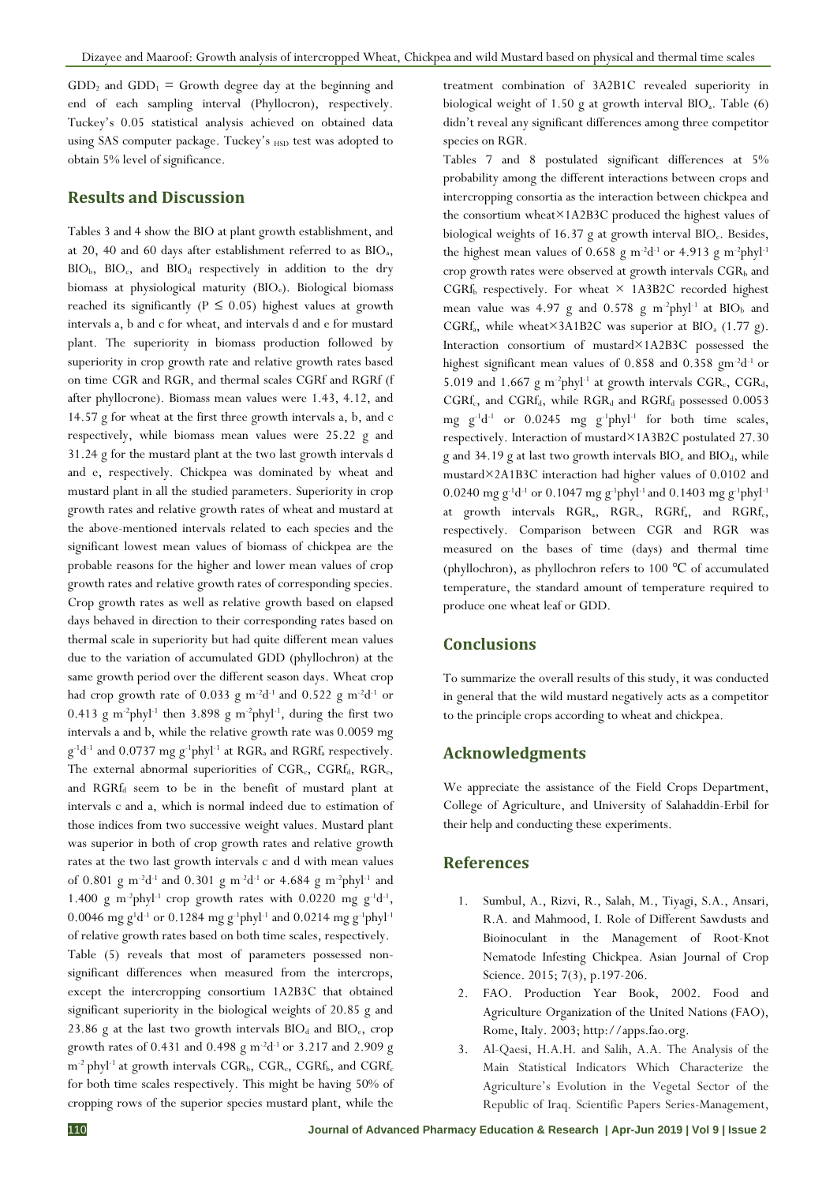$GDD_2$ and $GDD_1$ = Growth degree day at the beginning and end of each sampling interval (Phyllocron), respectively. Tuckey's 0.05 statistical analysis achieved on obtained data using SAS computer package. Tuckey's $_{HSD}$ test was adopted to obtain 5% level of significance.

## Results and Discussion

Tables 3 and 4 show the BIO at plant growth establishment, and at 20, 40 and 60 days after establishment referred to as $BIO_a$, $BIO_b$, $BIO_c$, and $BIO_d$ respectively in addition to the dry biomass at physiological maturity ($BIO_e$). Biological biomass reached its significantly ($P \leq 0.05$) highest values at growth intervals a, b and c for wheat, and intervals d and e for mustard plant. The superiority in biomass production followed by superiority in crop growth rate and relative growth rates based on time CGR and RGR, and thermal scales CGRf and RGRf (f after phyllocrone). Biomass mean values were 1.43, 4.12, and 14.57 g for wheat at the first three growth intervals a, b, and c respectively, while biomass mean values were 25.22 g and 31.24 g for the mustard plant at the two last growth intervals d and e, respectively. Chickpea was dominated by wheat and mustard plant in all the studied parameters. Superiority in crop growth rates and relative growth rates of wheat and mustard at the above-mentioned intervals related to each species and the significant lowest mean values of biomass of chickpea are the probable reasons for the higher and lower mean values of crop growth rates and relative growth rates of corresponding species. Crop growth rates as well as relative growth based on elapsed days behaved in direction to their corresponding rates based on thermal scale in superiority but had quite different mean values due to the variation of accumulated GDD (phyllochron) at the same growth period over the different season days. Wheat crop had crop growth rate of 0.033 g $m^{-2}d^{-1}$ and 0.522 g $m^{-2}d^{-1}$ or 0.413 g $m^{-2}phyl^{-1}$ then 3.898 g $m^{-2}phyl^{-1}$, during the first two intervals a and b, while the relative growth rate was 0.0059 mg $g^{-1}d^{-1}$ and 0.0737 mg $g^{-1}phyl^{-1}$ at $RGR_a$ and $RGRf_a$ respectively. The external abnormal superiorities of $CGR_c$, $CGRf_d$, $RGR_c$, and $RGRf_d$ seem to be in the benefit of mustard plant at intervals c and a, which is normal indeed due to estimation of those indices from two successive weight values. Mustard plant was superior in both of crop growth rates and relative growth rates at the two last growth intervals c and d with mean values of 0.801 g $m^{-2}d^{-1}$ and 0.301 g $m^{-2}d^{-1}$ or 4.684 g $m^{-2}phyl^{-1}$ and 1.400 g $m^{-2}phyl^{-1}$ crop growth rates with 0.0220 mg $g^{-1}d^{-1}$, 0.0046 mg $g^{1}d^{-1}$ or 0.1284 mg $g^{-1}phyl^{-1}$ and 0.0214 mg $g^{-1}phyl^{-1}$ of relative growth rates based on both time scales, respectively.

Table (5) reveals that most of parameters possessed non-significant differences when measured from the intercrops, except the intercropping consortium 1A2B3C that obtained significant superiority in the biological weights of 20.85 g and 23.86 g at the last two growth intervals $BIO_d$ and $BIO_e$, crop growth rates of 0.431 and 0.498 g $m^{-2}d^{-1}$ or 3.217 and 2.909 g $m^{-2}$ $phyl^{-1}$ at growth intervals $CGR_b$, $CGR_c$, $CGRf_b$, and $CGRf_c$ for both time scales respectively. This might be having 50% of cropping rows of the superior species mustard plant, while the treatment combination of 3A2B1C revealed superiority in biological weight of 1.50 g at growth interval $BIO_a$. Table (6) didn't reveal any significant differences among three competitor species on RGR.

Tables 7 and 8 postulated significant differences at 5% probability among the different interactions between crops and intercropping consortia as the interaction between chickpea and the consortium wheat×1A2B3C produced the highest values of biological weights of 16.37 g at growth interval $BIO_c$. Besides, the highest mean values of 0.658 g $m^{-2}d^{-1}$ or 4.913 g $m^{-2}phyl^{-1}$ crop growth rates were observed at growth intervals $CGR_b$ and $CGRf_b$ respectively. For wheat × 1A3B2C recorded highest mean value was 4.97 g and 0.578 g $m^{-2}phyl^{-1}$ at $BIO_b$ and $CGRf_a$, while wheat×3A1B2C was superior at $BIO_a$ (1.77 g). Interaction consortium of mustard×1A2B3C possessed the highest significant mean values of 0.858 and 0.358 $gm^{-2}d^{-1}$ or 5.019 and 1.667 g $m^{-2}phyl^{-1}$ at growth intervals $CGR_c$, $CGR_d$, $CGRf_c$, and $CGRf_d$, while $RGR_d$ and $RGRf_d$ possessed 0.0053 mg $g^{-1}d^{-1}$ or 0.0245 mg $g^{-1}phyl^{-1}$ for both time scales, respectively. Interaction of mustard×1A3B2C postulated 27.30 g and 34.19 g at last two growth intervals $BIO_c$ and $BIO_d$, while mustard×2A1B3C interaction had higher values of 0.0102 and 0.0240 mg $g^{-1}d^{-1}$ or 0.1047 mg $g^{-1}phyl^{-1}$ and 0.1403 mg $g^{-1}phyl^{-1}$ at growth intervals $RGR_a$, $RGR_c$, $RGRf_a$, and $RGRf_c$, respectively. Comparison between CGR and RGR was measured on the bases of time (days) and thermal time (phyllochron), as phyllochron refers to 100 ℃ of accumulated temperature, the standard amount of temperature required to produce one wheat leaf or GDD.

## Conclusions

To summarize the overall results of this study, it was conducted in general that the wild mustard negatively acts as a competitor to the principle crops according to wheat and chickpea.

## Acknowledgments

We appreciate the assistance of the Field Crops Department, College of Agriculture, and University of Salahaddin-Erbil for their help and conducting these experiments.

## References

1. Sumbul, A., Rizvi, R., Salah, M., Tiyagi, S.A., Ansari, R.A. and Mahmood, I. Role of Different Sawdusts and Bioinoculant in the Management of Root-Knot Nematode Infesting Chickpea. Asian Journal of Crop Science. 2015; 7(3), p.197-206.
2. FAO. Production Year Book, 2002. Food and Agriculture Organization of the United Nations (FAO), Rome, Italy. 2003; http://apps.fao.org.
3. Al-Qaesi, H.A.H. and Salih, A.A. The Analysis of the Main Statistical Indicators Which Characterize the Agriculture's Evolution in the Vegetal Sector of the Republic of Iraq. Scientific Papers Series-Management,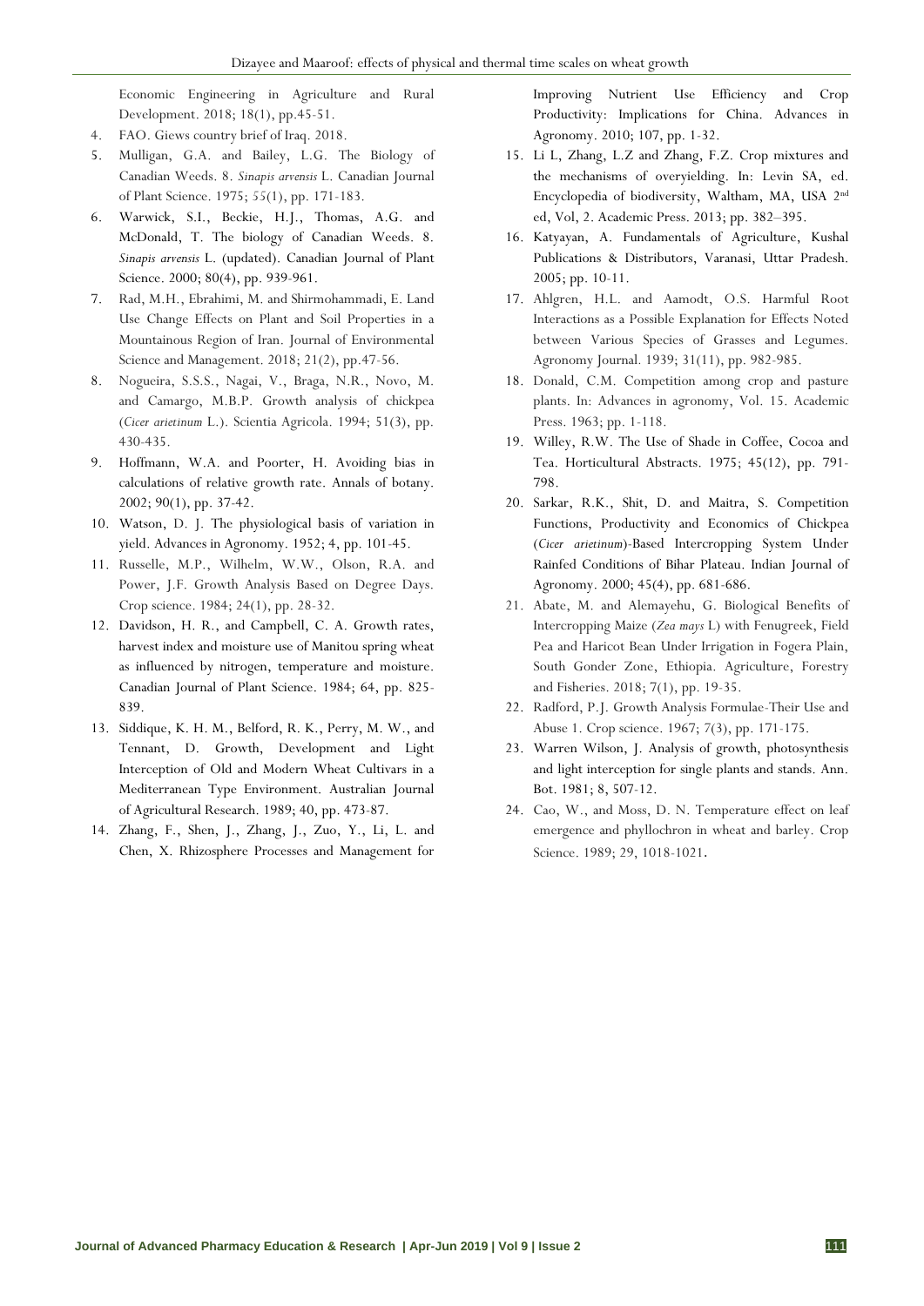Economic Engineering in Agriculture and Rural Development. 2018; 18(1), pp.45-51.

4. FAO. Giews country brief of Iraq. 2018.
5. Mulligan, G.A. and Bailey, L.G. The Biology of Canadian Weeds. 8. *Sinapis arvensis* L. Canadian Journal of Plant Science. 1975; 55(1), pp. 171-183.
6. Warwick, S.I., Beckie, H.J., Thomas, A.G. and McDonald, T. The biology of Canadian Weeds. 8. *Sinapis arvensis* L. (updated). Canadian Journal of Plant Science. 2000; 80(4), pp. 939-961.
7. Rad, M.H., Ebrahimi, M. and Shirmohammadi, E. Land Use Change Effects on Plant and Soil Properties in a Mountainous Region of Iran. Journal of Environmental Science and Management. 2018; 21(2), pp.47-56.
8. Nogueira, S.S.S., Nagai, V., Braga, N.R., Novo, M. and Camargo, M.B.P. Growth analysis of chickpea (*Cicer arietinum* L.). Scientia Agricola. 1994; 51(3), pp. 430-435.
9. Hoffmann, W.A. and Poorter, H. Avoiding bias in calculations of relative growth rate. Annals of botany. 2002; 90(1), pp. 37-42.
10. Watson, D. J. The physiological basis of variation in yield. Advances in Agronomy. 1952; 4, pp. 101-45.
11. Russelle, M.P., Wilhelm, W.W., Olson, R.A. and Power, J.F. Growth Analysis Based on Degree Days. Crop science. 1984; 24(1), pp. 28-32.
12. Davidson, H. R., and Campbell, C. A. Growth rates, harvest index and moisture use of Manitou spring wheat as influenced by nitrogen, temperature and moisture. Canadian Journal of Plant Science. 1984; 64, pp. 825-839.
13. Siddique, K. H. M., Belford, R. K., Perry, M. W., and Tennant, D. Growth, Development and Light Interception of Old and Modern Wheat Cultivars in a Mediterranean Type Environment. Australian Journal of Agricultural Research. 1989; 40, pp. 473-87.
14. Zhang, F., Shen, J., Zhang, J., Zuo, Y., Li, L. and Chen, X. Rhizosphere Processes and Management for Improving Nutrient Use Efficiency and Crop Productivity: Implications for China. Advances in Agronomy. 2010; 107, pp. 1-32.
15. Li L, Zhang, L.Z and Zhang, F.Z. Crop mixtures and the mechanisms of overyielding. In: Levin SA, ed. Encyclopedia of biodiversity, Waltham, MA, USA 2nd ed, Vol, 2. Academic Press. 2013; pp. 382–395.
16. Katyayan, A. Fundamentals of Agriculture, Kushal Publications & Distributors, Varanasi, Uttar Pradesh. 2005; pp. 10-11.
17. Ahlgren, H.L. and Aamodt, O.S. Harmful Root Interactions as a Possible Explanation for Effects Noted between Various Species of Grasses and Legumes. Agronomy Journal. 1939; 31(11), pp. 982-985.
18. Donald, C.M. Competition among crop and pasture plants. In: Advances in agronomy, Vol. 15. Academic Press. 1963; pp. 1-118.
19. Willey, R.W. The Use of Shade in Coffee, Cocoa and Tea. Horticultural Abstracts. 1975; 45(12), pp. 791-798.
20. Sarkar, R.K., Shit, D. and Maitra, S. Competition Functions, Productivity and Economics of Chickpea (*Cicer arietinum*)-Based Intercropping System Under Rainfed Conditions of Bihar Plateau. Indian Journal of Agronomy. 2000; 45(4), pp. 681-686.
21. Abate, M. and Alemayehu, G. Biological Benefits of Intercropping Maize (*Zea mays* L) with Fenugreek, Field Pea and Haricot Bean Under Irrigation in Fogera Plain, South Gonder Zone, Ethiopia. Agriculture, Forestry and Fisheries. 2018; 7(1), pp. 19-35.
22. Radford, P.J. Growth Analysis Formulae-Their Use and Abuse 1. Crop science. 1967; 7(3), pp. 171-175.
23. Warren Wilson, J. Analysis of growth, photosynthesis and light interception for single plants and stands. Ann. Bot. 1981; 8, 507-12.
24. Cao, W., and Moss, D. N. Temperature effect on leaf emergence and phyllochron in wheat and barley. Crop Science. 1989; 29, 1018-1021.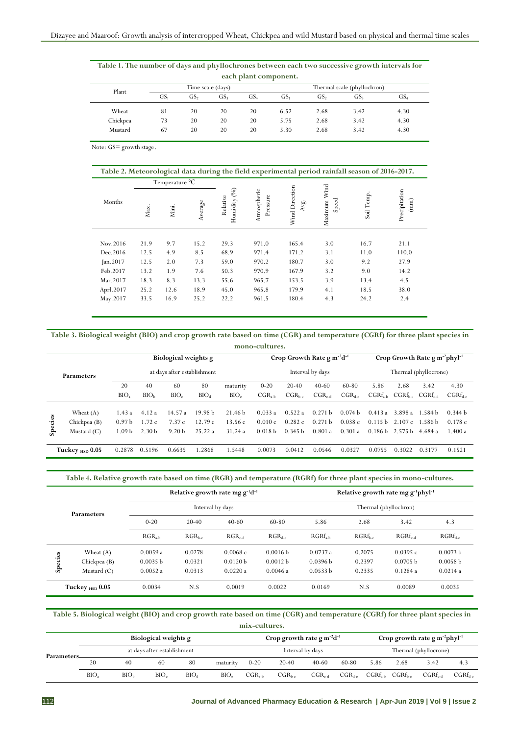**Table 1. The number of days and phyllochrones between each two successive growth intervals for each plant component.**

| Plant | Time scale (days) | | | | Thermal scale (phyllochron) | | | |
|---|---|---|---|---|---|---|---|---|
| | $GS_1$ | $GS_2$ | $GS_3$ | $GS_4$ | $GS_1$ | $GS_2$ | $GS_3$ | $GS_4$ |
| Wheat | 81 | 20 | 20 | 20 | 6.52 | 2.68 | 3.42 | 4.30 |
| Chickpea | 73 | 20 | 20 | 20 | 5.75 | 2.68 | 3.42 | 4.30 |
| Mustard | 67 | 20 | 20 | 20 | 5.30 | 2.68 | 3.42 | 4.30 |

Note: GS= growth stage.

**Table 2. Meteorological data during the field experimental period rainfall season of 2016-2017.**

| Months | Temperature °C | | | Relative Humidity (%) | Atmospheric Pressure | Wind Direction Avg. | Maximum Wind Speed | Soil Temp. | Precipitation (mm) |
|---|---|---|---|---|---|---|---|---|---|
| | Max. | Mini. | Average | | | | | | |
| Nov.2016 | 21.9 | 9.7 | 15.2 | 29.3 | 971.0 | 165.4 | 3.0 | 16.7 | 21.1 |
| Dec.2016 | 12.5 | 4.9 | 8.5 | 68.9 | 971.4 | 171.2 | 3.1 | 11.0 | 110.0 |
| Jan.2017 | 12.5 | 2.0 | 7.3 | 59.0 | 970.2 | 180.7 | 3.0 | 9.2 | 27.9 |
| Feb.2017 | 13.2 | 1.9 | 7.6 | 50.3 | 970.9 | 167.9 | 3.2 | 9.0 | 14.2 |
| Mar.2017 | 18.3 | 8.3 | 13.3 | 55.6 | 965.7 | 153.5 | 3.9 | 13.4 | 4.5 |
| Aprl.2017 | 25.2 | 12.6 | 18.9 | 45.0 | 965.8 | 179.9 | 4.1 | 18.5 | 38.0 |
| May.2017 | 33.5 | 16.9 | 25.2 | 22.2 | 961.5 | 180.4 | 4.3 | 24.2 | 2.4 |

**Table 3. Biological weight (BIO) and crop growth rate based on time (CGR) and temperature (CGRf) for three plant species in mono-cultures.**

| Parameters | | Biological weights g | | | | | Crop Growth Rate g $m^{-2}d^{-1}$ | | | | Crop Growth Rate g $m^{-2}phyl^{-1}$ | | | |
|---|---|---|---|---|---|---|---|---|---|---|---|---|---|---|
| | | at days after establishment | | | | | Interval by days | | | | Thermal (phyllocrone) | | | |
| | | 20 | 40 | 60 | 80 | maturity | 0-20 | 20-40 | 40-60 | 60-80 | 5.86 | 2.68 | 3.42 | 4.30 |
| | | $BIO_a$ | $BIO_b$ | $BIO_c$ | $BIO_d$ | $BIO_e$ | $CGR_{a-b}$ | $CGR_{b-c}$ | $CGR_{c-d}$ | $CGR_{d-e}$ | $CGRf_{a-b}$ | $CGRf_{b-c}$ | $CGRf_{c-d}$ | $CGRf_{d-e}$ |
| Species | Wheat (A) | 1.43 a | 4.12 a | 14.57 a | 19.98 b | 21.46 b | 0.033 a | 0.522 a | 0.271 b | 0.074 b | 0.413 a | 3.898 a | 1.584 b | 0.344 b |
| | Chickpea (B) | 0.97 b | 1.72 c | 7.37 c | 12.79 c | 13.56 c | 0.010 c | 0.282 c | 0.271 b | 0.038 c | 0.115 b | 2.107 c | 1.586 b | 0.178 c |
| | Mustard (C) | 1.09 b | 2.30 b | 9.20 b | 25.22 a | 31.24 a | 0.018 b | 0.345 b | 0.801 a | 0.301 a | 0.186 b | 2.575 b | 4.684 a | 1.400 a |
| Tuckey $_{HSD}$ 0.05 | | 0.2878 | 0.5196 | 0.6635 | 1.2868 | 1.5448 | 0.0073 | 0.0412 | 0.0546 | 0.0327 | 0.0755 | 0.3022 | 0.3177 | 0.1521 |

**Table 4. Relative growth rate based on time (RGR) and temperature (RGRf) for three plant species in mono-cultures.**

| Parameters | | Relative growth rate mg $g^{-1}d^{-1}$ | | | | Relative growth rate mg $g^{-1}phyl^{-1}$ | | | |
|---|---|---|---|---|---|---|---|---|---|
| | | Interval by days | | | | Thermal (phyllochron) | | | |
| | | 0-20 | 20-40 | 40-60 | 60-80 | 5.86 | 2.68 | 3.42 | 4.3 |
| | | $RGR_{a-b}$ | $RGR_{b-c}$ | $RGR_{c-d}$ | $RGR_{d-e}$ | $RGRf_{a-b}$ | $RGRf_{b-c}$ | $RGRf_{c-d}$ | $RGRf_{d-e}$ |
| Species | Wheat (A) | 0.0059 a | 0.0278 | 0.0068 c | 0.0016 b | 0.0737 a | 0.2075 | 0.0395 c | 0.0073 b |
| | Chickpea (B) | 0.0035 b | 0.0321 | 0.0120 b | 0.0012 b | 0.0396 b | 0.2397 | 0.0705 b | 0.0058 b |
| | Mustard (C) | 0.0052 a | 0.0313 | 0.0220 a | 0.0046 a | 0.0533 b | 0.2335 | 0.1284 a | 0.0214 a |
| Tuckey $_{HSD}$ 0.05 | | 0.0034 | N.S | 0.0019 | 0.0022 | 0.0169 | N.S | 0.0089 | 0.0035 |

**Table 5. Biological weight (BIO) and crop growth rate based on time (CGR) and temperature (CGRf) for three plant species in mix-cultures.**

| Parameters | Biological weights g | | | | | Crop growth rate g $m^{-2}d^{-1}$ | | | | Crop growth rate g $m^{-2}phyl^{-1}$ | | | |
|---|---|---|---|---|---|---|---|---|---|---|---|---|---|
| | at days after establishment | | | | | Interval by days | | | | Thermal (phyllocrone) | | | |
| | 20 | 40 | 60 | 80 | maturity | 0-20 | 20-40 | 40-60 | 60-80 | 5.86 | 2.68 | 3.42 | 4.3 |
| | $BIO_a$ | $BIO_b$ | $BIO_c$ | $BIO_d$ | $BIO_e$ | $CGR_{a-b}$ | $CGR_{b-c}$ | $CGR_{c-d}$ | $CGR_{d-e}$ | $CGRf_{a-b}$ | $CGRf_{b-c}$ | $CGRf_{c-d}$ | $CGRf_{d-e}$ |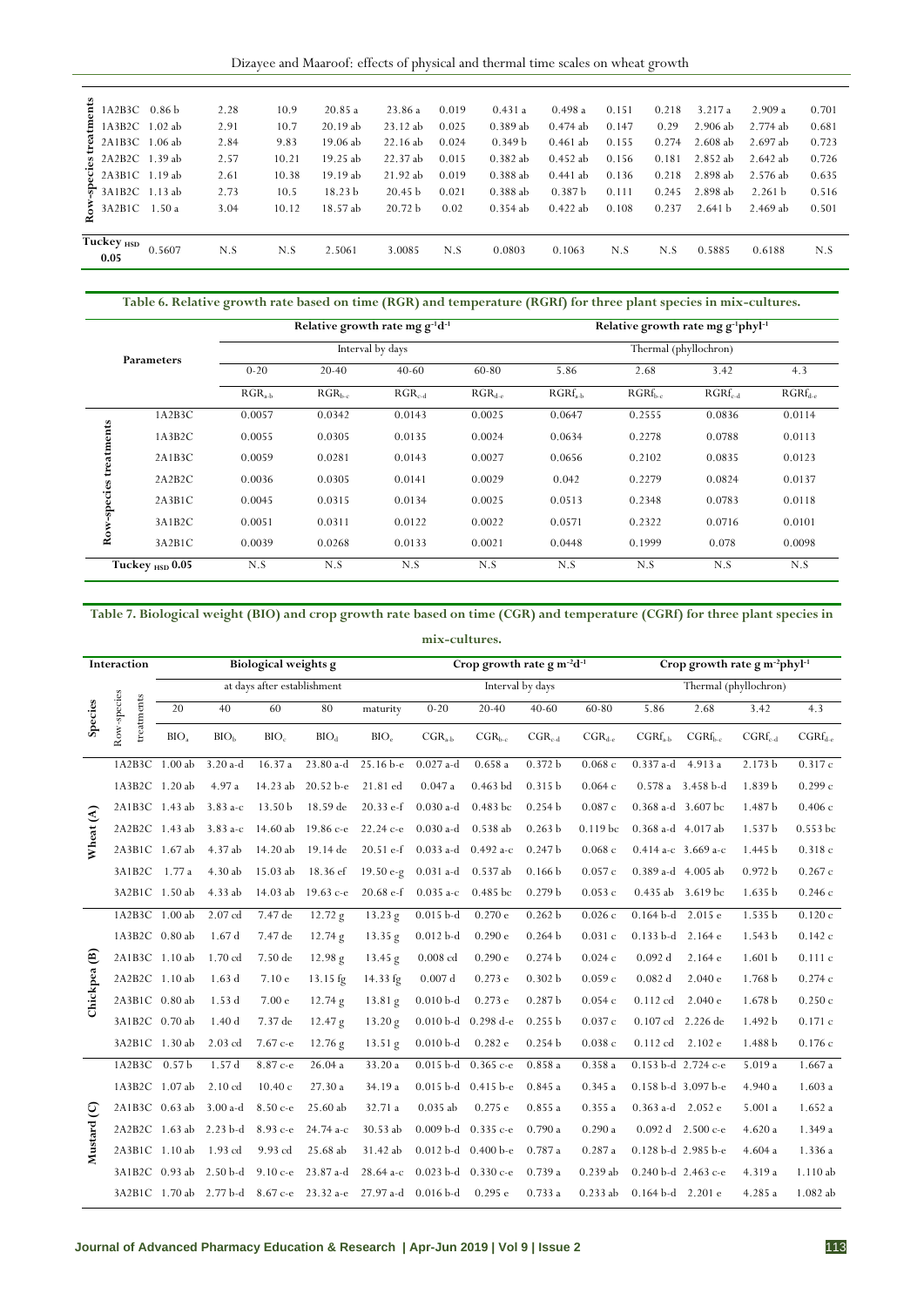| | | | | | | | | | | | | | | |
|---|---|---|---|---|---|---|---|---|---|---|---|---|---|---|
| Row-species treatments | 1A2B3C | 0.86 b | 2.28 | 10.9 | 20.85 a | 23.86 a | 0.019 | 0.431 a | 0.498 a | 0.151 | 0.218 | 3.217 a | 2.909 a | 0.701 |
| | 1A3B2C | 1.02 ab | 2.91 | 10.7 | 20.19 ab | 23.12 ab | 0.025 | 0.389 ab | 0.474 ab | 0.147 | 0.29 | 2.906 ab | 2.774 ab | 0.681 |
| | 2A1B3C | 1.06 ab | 2.84 | 9.83 | 19.06 ab | 22.16 ab | 0.024 | 0.349 b | 0.461 ab | 0.155 | 0.274 | 2.608 ab | 2.697 ab | 0.723 |
| | 2A2B2C | 1.39 ab | 2.57 | 10.21 | 19.25 ab | 22.37 ab | 0.015 | 0.382 ab | 0.452 ab | 0.156 | 0.181 | 2.852 ab | 2.642 ab | 0.726 |
| | 2A3B1C | 1.19 ab | 2.61 | 10.38 | 19.19 ab | 21.92 ab | 0.019 | 0.388 ab | 0.441 ab | 0.136 | 0.218 | 2.898 ab | 2.576 ab | 0.635 |
| | 3A1B2C | 1.13 ab | 2.73 | 10.5 | 18.23 b | 20.45 b | 0.021 | 0.388 ab | 0.387 b | 0.111 | 0.245 | 2.898 ab | 2.261 b | 0.516 |
| | 3A2B1C | 1.50 a | 3.04 | 10.12 | 18.57 ab | 20.72 b | 0.02 | 0.354 ab | 0.422 ab | 0.108 | 0.237 | 2.641 b | 2.469 ab | 0.501 |
| Tuckey HSD 0.05 | | 0.5607 | N.S | N.S | 2.5061 | 3.0085 | N.S | 0.0803 | 0.1063 | N.S | N.S | 0.5885 | 0.6188 | N.S |

**Table 6. Relative growth rate based on time (RGR) and temperature (RGRf) for three plant species in mix-cultures.**

| Parameters | | Relative growth rate mg $g^{-1}d^{-1}$ | | | | Relative growth rate mg $g^{-1}phyl^{-1}$ | | | |
|---|---|---|---|---|---|---|---|---|---|
| | | Interval by days | | | | Thermal (phyllochron) | | | |
| | | 0-20 | 20-40 | 40-60 | 60-80 | 5.86 | 2.68 | 3.42 | 4.3 |
| | | $RGR_{a-b}$ | $RGR_{b-c}$ | $RGR_{c-d}$ | $RGR_{d-e}$ | $RGRf_{a-b}$ | $RGRf_{b-c}$ | $RGRf_{c-d}$ | $RGRf_{d-e}$ |
| Row-species treatments | 1A2B3C | 0.0057 | 0.0342 | 0.0143 | 0.0025 | 0.0647 | 0.2555 | 0.0836 | 0.0114 |
| | 1A3B2C | 0.0055 | 0.0305 | 0.0135 | 0.0024 | 0.0634 | 0.2278 | 0.0788 | 0.0113 |
| | 2A1B3C | 0.0059 | 0.0281 | 0.0143 | 0.0027 | 0.0656 | 0.2102 | 0.0835 | 0.0123 |
| | 2A2B2C | 0.0036 | 0.0305 | 0.0141 | 0.0029 | 0.042 | 0.2279 | 0.0824 | 0.0137 |
| | 2A3B1C | 0.0045 | 0.0315 | 0.0134 | 0.0025 | 0.0513 | 0.2348 | 0.0783 | 0.0118 |
| | 3A1B2C | 0.0051 | 0.0311 | 0.0122 | 0.0022 | 0.0571 | 0.2322 | 0.0716 | 0.0101 |
| | 3A2B1C | 0.0039 | 0.0268 | 0.0133 | 0.0021 | 0.0448 | 0.1999 | 0.078 | 0.0098 |
| Tuckey HSD 0.05 | | N.S | N.S | N.S | N.S | N.S | N.S | N.S | N.S |

**Table 7. Biological weight (BIO) and crop growth rate based on time (CGR) and temperature (CGRf) for three plant species in mix-cultures.**

| Interaction | | Biological weights g | | | | | Crop growth rate g $m^{-2}d^{-1}$ | | | | Crop growth rate g $m^{-2}phyl^{-1}$ | | | |
|---|---|---|---|---|---|---|---|---|---|---|---|---|---|---|
| | | at days after establishment | | | | | Interval by days | | | | Thermal (phyllochron) | | | |
| Species | Row-species treatments | 20 | 40 | 60 | 80 | maturity | 0-20 | 20-40 | 40-60 | 60-80 | 5.86 | 2.68 | 3.42 | 4.3 |
| | | $BIO_a$ | $BIO_b$ | $BIO_c$ | $BIO_d$ | $BIO_e$ | $CGR_{a-b}$ | $CGR_{b-c}$ | $CGR_{c-d}$ | $CGR_{d-e}$ | $CGRf_{a-b}$ | $CGRf_{b-c}$ | $CGRf_{c-d}$ | $CGRf_{d-e}$ |
| Wheat (A) | 1A2B3C | 1.00 ab | 3.20 a-d | 16.37 a | 23.80 a-d | 25.16 b-e | 0.027 a-d | 0.658 a | 0.372 b | 0.068 c | 0.337 a-d | 4.913 a | 2.173 b | 0.317 c |
| | 1A3B2C | 1.20 ab | 4.97 a | 14.23 ab | 20.52 b-e | 21.81 ed | 0.047 a | 0.463 bd | 0.315 b | 0.064 c | 0.578 a | 3.458 b-d | 1.839 b | 0.299 c |
| | 2A1B3C | 1.43 ab | 3.83 a-c | 13.50 b | 18.59 de | 20.33 e-f | 0.030 a-d | 0.483 bc | 0.254 b | 0.087 c | 0.368 a-d | 3.607 bc | 1.487 b | 0.406 c |
| | 2A2B2C | 1.43 ab | 3.83 a-c | 14.60 ab | 19.86 c-e | 22.24 c-e | 0.030 a-d | 0.538 ab | 0.263 b | 0.119 bc | 0.368 a-d | 4.017 ab | 1.537 b | 0.553 bc |
| | 2A3B1C | 1.67 ab | 4.37 ab | 14.20 ab | 19.14 de | 20.51 e-f | 0.033 a-d | 0.492 a-c | 0.247 b | 0.068 c | 0.414 a-c | 3.669 a-c | 1.445 b | 0.318 c |
| | 3A1B2C | 1.77 a | 4.30 ab | 15.03 ab | 18.36 ef | 19.50 e-g | 0.031 a-d | 0.537 ab | 0.166 b | 0.057 c | 0.389 a-d | 4.005 ab | 0.972 b | 0.267 c |
| | 3A2B1C | 1.50 ab | 4.33 ab | 14.03 ab | 19.63 c-e | 20.68 e-f | 0.035 a-c | 0.485 bc | 0.279 b | 0.053 c | 0.435 ab | 3.619 bc | 1.635 b | 0.246 c |
| Chickpea (B) | 1A2B3C | 1.00 ab | 2.07 cd | 7.47 de | 12.72 g | 13.23 g | 0.015 b-d | 0.270 e | 0.262 b | 0.026 c | 0.164 b-d | 2.015 e | 1.535 b | 0.120 c |
| | 1A3B2C | 0.80 ab | 1.67 d | 7.47 de | 12.74 g | 13.35 g | 0.012 b-d | 0.290 e | 0.264 b | 0.031 c | 0.133 b-d | 2.164 e | 1.543 b | 0.142 c |
| | 2A1B3C | 1.10 ab | 1.70 cd | 7.50 de | 12.98 g | 13.45 g | 0.008 cd | 0.290 e | 0.274 b | 0.024 c | 0.092 d | 2.164 e | 1.601 b | 0.111 c |
| | 2A2B2C | 1.10 ab | 1.63 d | 7.10 e | 13.15 fg | 14.33 fg | 0.007 d | 0.273 e | 0.302 b | 0.059 c | 0.082 d | 2.040 e | 1.768 b | 0.274 c |
| | 2A3B1C | 0.80 ab | 1.53 d | 7.00 e | 12.74 g | 13.81 g | 0.010 b-d | 0.273 e | 0.287 b | 0.054 c | 0.112 cd | 2.040 e | 1.678 b | 0.250 c |
| | 3A1B2C | 0.70 ab | 1.40 d | 7.37 de | 12.47 g | 13.20 g | 0.010 b-d | 0.298 d-e | 0.255 b | 0.037 c | 0.107 cd | 2.226 de | 1.492 b | 0.171 c |
| | 3A2B1C | 1.30 ab | 2.03 cd | 7.67 c-e | 12.76 g | 13.51 g | 0.010 b-d | 0.282 e | 0.254 b | 0.038 c | 0.112 cd | 2.102 e | 1.488 b | 0.176 c |
| Mustard (C) | 1A2B3C | 0.57 b | 1.57 d | 8.87 c-e | 26.04 a | 33.20 a | 0.015 b-d | 0.365 c-e | 0.858 a | 0.358 a | 0.153 b-d | 2.724 c-e | 5.019 a | 1.667 a |
| | 1A3B2C | 1.07 ab | 2.10 cd | 10.40 c | 27.30 a | 34.19 a | 0.015 b-d | 0.415 b-e | 0.845 a | 0.345 a | 0.158 b-d | 3.097 b-e | 4.940 a | 1.603 a |
| | 2A1B3C | 0.63 ab | 3.00 a-d | 8.50 c-e | 25.60 ab | 32.71 a | 0.035 ab | 0.275 e | 0.855 a | 0.355 a | 0.363 a-d | 2.052 e | 5.001 a | 1.652 a |
| | 2A2B2C | 1.63 ab | 2.23 b-d | 8.93 c-e | 24.74 a-c | 30.53 ab | 0.009 b-d | 0.335 c-e | 0.790 a | 0.290 a | 0.092 d | 2.500 c-e | 4.620 a | 1.349 a |
| | 2A3B1C | 1.10 ab | 1.93 cd | 9.93 cd | 25.68 ab | 31.42 ab | 0.012 b-d | 0.400 b-e | 0.787 a | 0.287 a | 0.128 b-d | 2.985 b-e | 4.604 a | 1.336 a |
| | 3A1B2C | 0.93 ab | 2.50 b-d | 9.10 c-e | 23.87 a-d | 28.64 a-c | 0.023 b-d | 0.330 c-e | 0.739 a | 0.239 ab | 0.240 b-d | 2.463 c-e | 4.319 a | 1.110 ab |
| | 3A2B1C | 1.70 ab | 2.77 b-d | 8.67 c-e | 23.32 a-e | 27.97 a-d | 0.016 b-d | 0.295 e | 0.733 a | 0.233 ab | 0.164 b-d | 2.201 e | 4.285 a | 1.082 ab |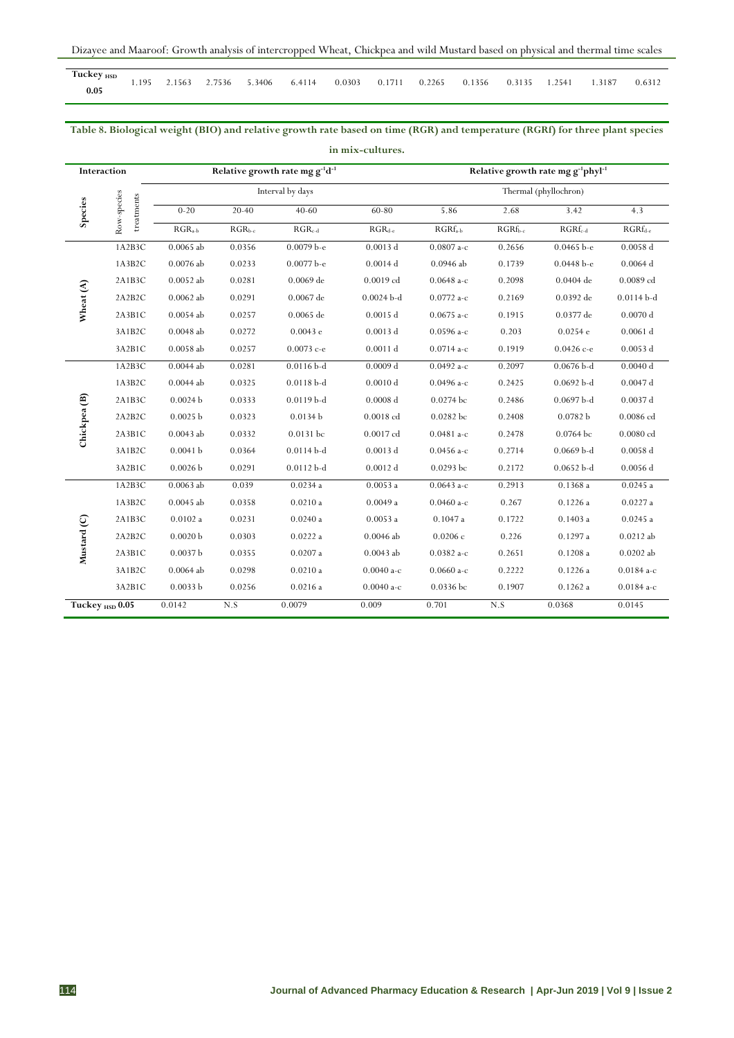| Tuckey $_{HSD}$ 0.05 | 1.195 | 2.1563 | 2.7536 | 5.3406 | 6.4114 | 0.0303 | 0.1711 | 0.2265 | 0.1356 | 0.3135 | 1.2541 | 1.3187 | 0.6312 |
|---|---|---|---|---|---|---|---|---|---|---|---|---|---|

**Table 8. Biological weight (BIO) and relative growth rate based on time (RGR) and temperature (RGRf) for three plant species in mix-cultures.**

| Interaction | | Relative growth rate mg $g^{-1}d^{-1}$ | | | | Relative growth rate mg $g^{-1}phyl^{-1}$ | | | |
|---|---|---|---|---|---|---|---|---|---|
| | | Interval by days | | | | Thermal (phyllochron) | | | |
| Species | Row-species treatments | 0-20 | 20-40 | 40-60 | 60-80 | 5.86 | 2.68 | 3.42 | 4.3 |
| | | $RGR_{a-b}$ | $RGR_{b-c}$ | $RGR_{c-d}$ | $RGR_{d-e}$ | $RGRf_{a-b}$ | $RGRf_{b-c}$ | $RGRf_{c-d}$ | $RGRf_{d-e}$ |
| Wheat (A) | 1A2B3C | 0.0065 ab | 0.0356 | 0.0079 b-e | 0.0013 d | 0.0807 a-c | 0.2656 | 0.0465 b-e | 0.0058 d |
| | 1A3B2C | 0.0076 ab | 0.0233 | 0.0077 b-e | 0.0014 d | 0.0946 ab | 0.1739 | 0.0448 b-e | 0.0064 d |
| | 2A1B3C | 0.0052 ab | 0.0281 | 0.0069 de | 0.0019 cd | 0.0648 a-c | 0.2098 | 0.0404 de | 0.0089 cd |
| | 2A2B2C | 0.0062 ab | 0.0291 | 0.0067 de | 0.0024 b-d | 0.0772 a-c | 0.2169 | 0.0392 de | 0.0114 b-d |
| | 2A3B1C | 0.0054 ab | 0.0257 | 0.0065 de | 0.0015 d | 0.0675 a-c | 0.1915 | 0.0377 de | 0.0070 d |
| | 3A1B2C | 0.0048 ab | 0.0272 | 0.0043 e | 0.0013 d | 0.0596 a-c | 0.203 | 0.0254 e | 0.0061 d |
| | 3A2B1C | 0.0058 ab | 0.0257 | 0.0073 c-e | 0.0011 d | 0.0714 a-c | 0.1919 | 0.0426 c-e | 0.0053 d |
| Chickpea (B) | 1A2B3C | 0.0044 ab | 0.0281 | 0.0116 b-d | 0.0009 d | 0.0492 a-c | 0.2097 | 0.0676 b-d | 0.0040 d |
| | 1A3B2C | 0.0044 ab | 0.0325 | 0.0118 b-d | 0.0010 d | 0.0496 a-c | 0.2425 | 0.0692 b-d | 0.0047 d |
| | 2A1B3C | 0.0024 b | 0.0333 | 0.0119 b-d | 0.0008 d | 0.0274 bc | 0.2486 | 0.0697 b-d | 0.0037 d |
| | 2A2B2C | 0.0025 b | 0.0323 | 0.0134 b | 0.0018 cd | 0.0282 bc | 0.2408 | 0.0782 b | 0.0086 cd |
| | 2A3B1C | 0.0043 ab | 0.0332 | 0.0131 bc | 0.0017 cd | 0.0481 a-c | 0.2478 | 0.0764 bc | 0.0080 cd |
| | 3A1B2C | 0.0041 b | 0.0364 | 0.0114 b-d | 0.0013 d | 0.0456 a-c | 0.2714 | 0.0669 b-d | 0.0058 d |
| | 3A2B1C | 0.0026 b | 0.0291 | 0.0112 b-d | 0.0012 d | 0.0293 bc | 0.2172 | 0.0652 b-d | 0.0056 d |
| Mustard (C) | 1A2B3C | 0.0063 ab | 0.039 | 0.0234 a | 0.0053 a | 0.0643 a-c | 0.2913 | 0.1368 a | 0.0245 a |
| | 1A3B2C | 0.0045 ab | 0.0358 | 0.0210 a | 0.0049 a | 0.0460 a-c | 0.267 | 0.1226 a | 0.0227 a |
| | 2A1B3C | 0.0102 a | 0.0231 | 0.0240 a | 0.0053 a | 0.1047 a | 0.1722 | 0.1403 a | 0.0245 a |
| | 2A2B2C | 0.0020 b | 0.0303 | 0.0222 a | 0.0046 ab | 0.0206 c | 0.226 | 0.1297 a | 0.0212 ab |
| | 2A3B1C | 0.0037 b | 0.0355 | 0.0207 a | 0.0043 ab | 0.0382 a-c | 0.2651 | 0.1208 a | 0.0202 ab |
| | 3A1B2C | 0.0064 ab | 0.0298 | 0.0210 a | 0.0040 a-c | 0.0660 a-c | 0.2222 | 0.1226 a | 0.0184 a-c |
| | 3A2B1C | 0.0033 b | 0.0256 | 0.0216 a | 0.0040 a-c | 0.0336 bc | 0.1907 | 0.1262 a | 0.0184 a-c |
| Tuckey $_{HSD}$ 0.05 | | 0.0142 | N.S | 0.0079 | 0.009 | 0.701 | N.S | 0.0368 | 0.0145 |